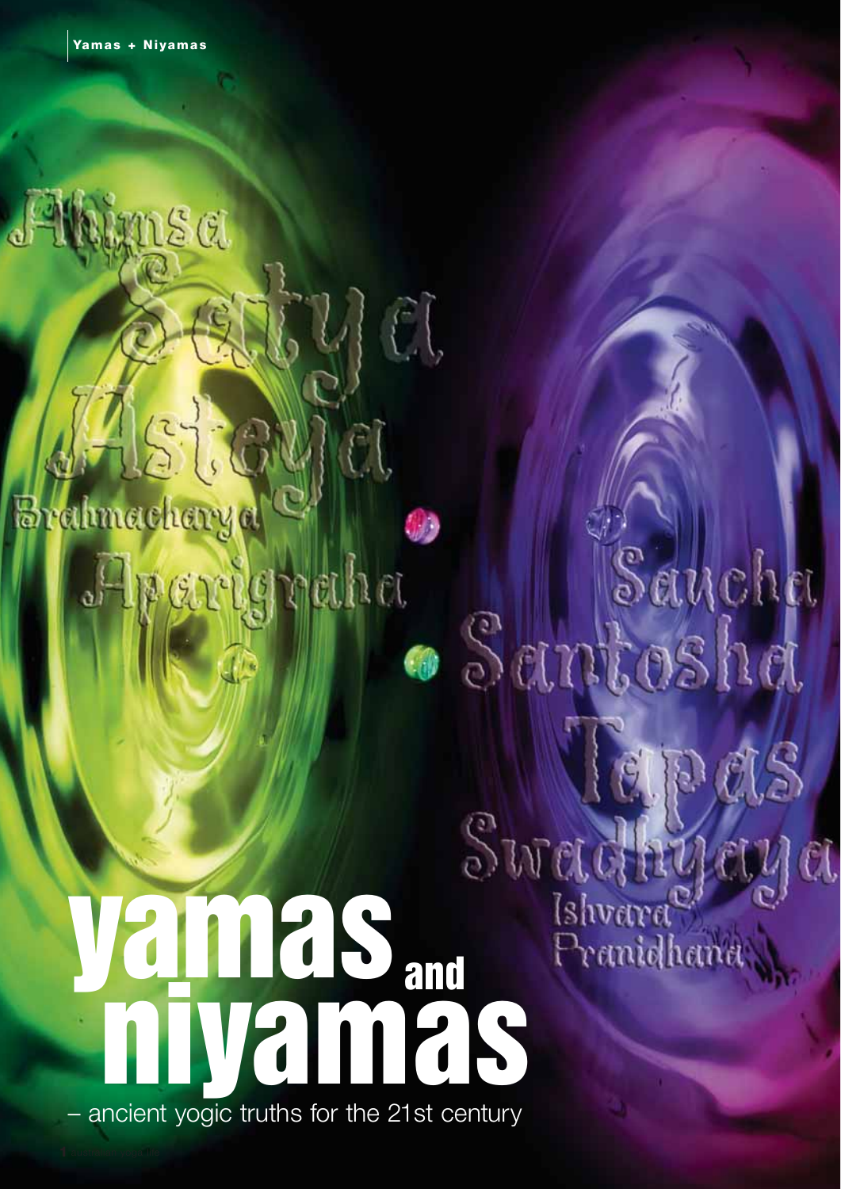Ahimsa

Satya

Asteya

Brahmacharya

Aparigraha

Saucha

Santosha

Tapas

Swadhyaya

Ishvara Pranidhana

# yamas and niyamas

– ancient yogic truths for the 21st century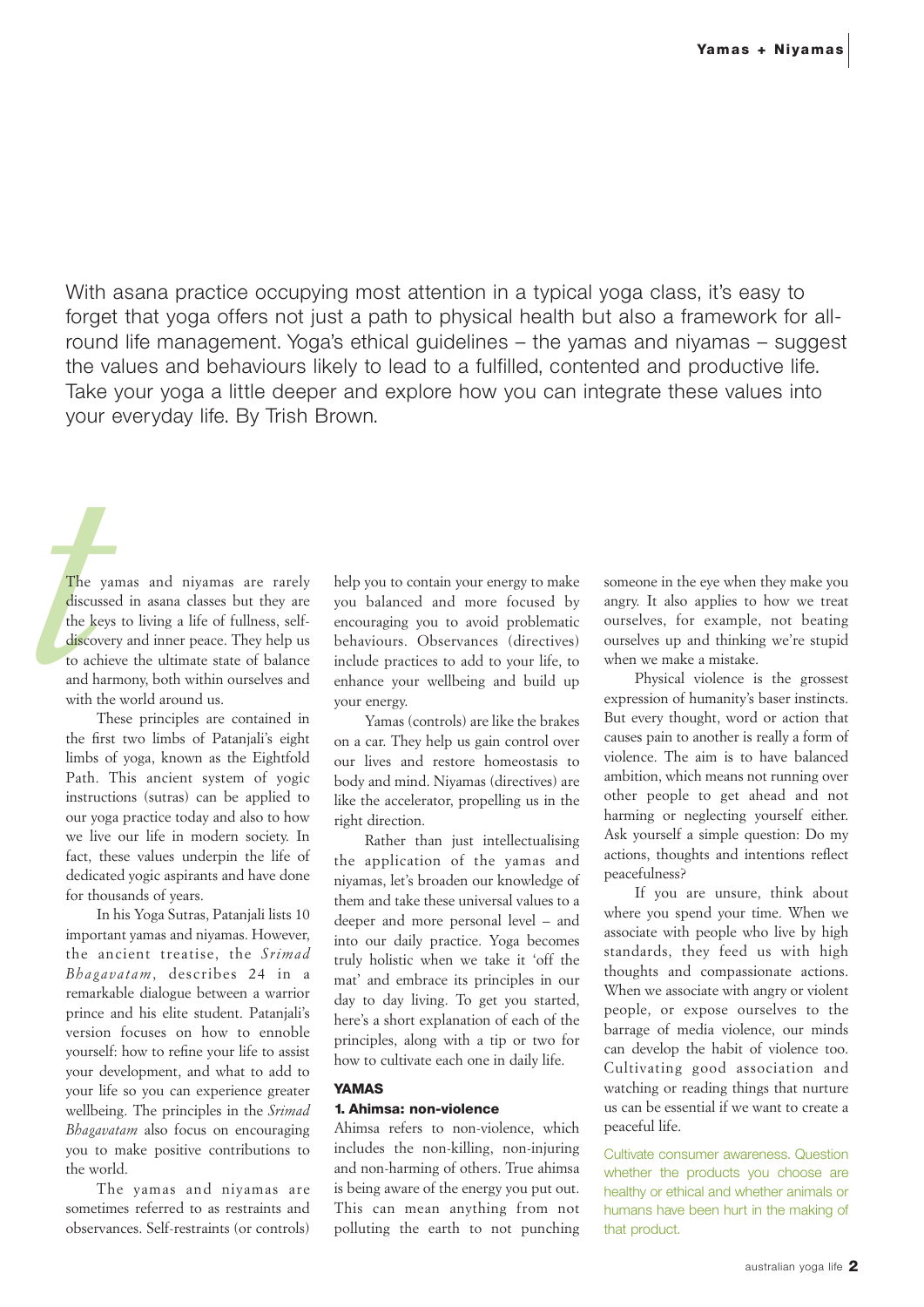With asana practice occupying most attention in a typical yoga class, it's easy to forget that yoga offers not just a path to physical health but also a framework for all-round life management. Yoga's ethical guidelines – the yamas and niyamas – suggest the values and behaviours likely to lead to a fulfilled, contented and productive life. Take your yoga a little deeper and explore how you can integrate these values into your everyday life. By Trish Brown.

The yamas and niyamas are rarely discussed in asana classes but they are the keys to living a life of fullness, self-discovery and inner peace. They help us to achieve the ultimate state of balance and harmony, both within ourselves and with the world around us.

These principles are contained in the first two limbs of Patanjali's eight limbs of yoga, known as the Eightfold Path. This ancient system of yogic instructions (sutras) can be applied to our yoga practice today and also to how we live our life in modern society. In fact, these values underpin the life of dedicated yogic aspirants and have done for thousands of years.

In his Yoga Sutras, Patanjali lists 10 important yamas and niyamas. However, the ancient treatise, the *Srimad Bhagavatam*, describes 24 in a remarkable dialogue between a warrior prince and his elite student. Patanjali's version focuses on how to ennoble yourself: how to refine your life to assist your development, and what to add to your life so you can experience greater wellbeing. The principles in the *Srimad Bhagavatam* also focus on encouraging you to make positive contributions to the world.

The yamas and niyamas are sometimes referred to as restraints and observances. Self-restraints (or controls) help you to contain your energy to make you balanced and more focused by encouraging you to avoid problematic behaviours. Observances (directives) include practices to add to your life, to enhance your wellbeing and build up your energy.

Yamas (controls) are like the brakes on a car. They help us gain control over our lives and restore homeostasis to body and mind. Niyamas (directives) are like the accelerator, propelling us in the right direction.

Rather than just intellectualising the application of the yamas and niyamas, let's broaden our knowledge of them and take these universal values to a deeper and more personal level – and into our daily practice. Yoga becomes truly holistic when we take it 'off the mat' and embrace its principles in our day to day living. To get you started, here's a short explanation of each of the principles, along with a tip or two for how to cultivate each one in daily life.

## YAMAS

### 1. Ahimsa: non-violence

Ahimsa refers to non-violence, which includes the non-killing, non-injuring and non-harming of others. True ahimsa is being aware of the energy you put out. This can mean anything from not polluting the earth to not punching someone in the eye when they make you angry. It also applies to how we treat ourselves, for example, not beating ourselves up and thinking we're stupid when we make a mistake.

Physical violence is the grossest expression of humanity's baser instincts. But every thought, word or action that causes pain to another is really a form of violence. The aim is to have balanced ambition, which means not running over other people to get ahead and not harming or neglecting yourself either. Ask yourself a simple question: Do my actions, thoughts and intentions reflect peacefulness?

If you are unsure, think about where you spend your time. When we associate with people who live by high standards, they feed us with high thoughts and compassionate actions. When we associate with angry or violent people, or expose ourselves to the barrage of media violence, our minds can develop the habit of violence too. Cultivating good association and watching or reading things that nurture us can be essential if we want to create a peaceful life.

Cultivate consumer awareness. Question whether the products you choose are healthy or ethical and whether animals or humans have been hurt in the making of that product.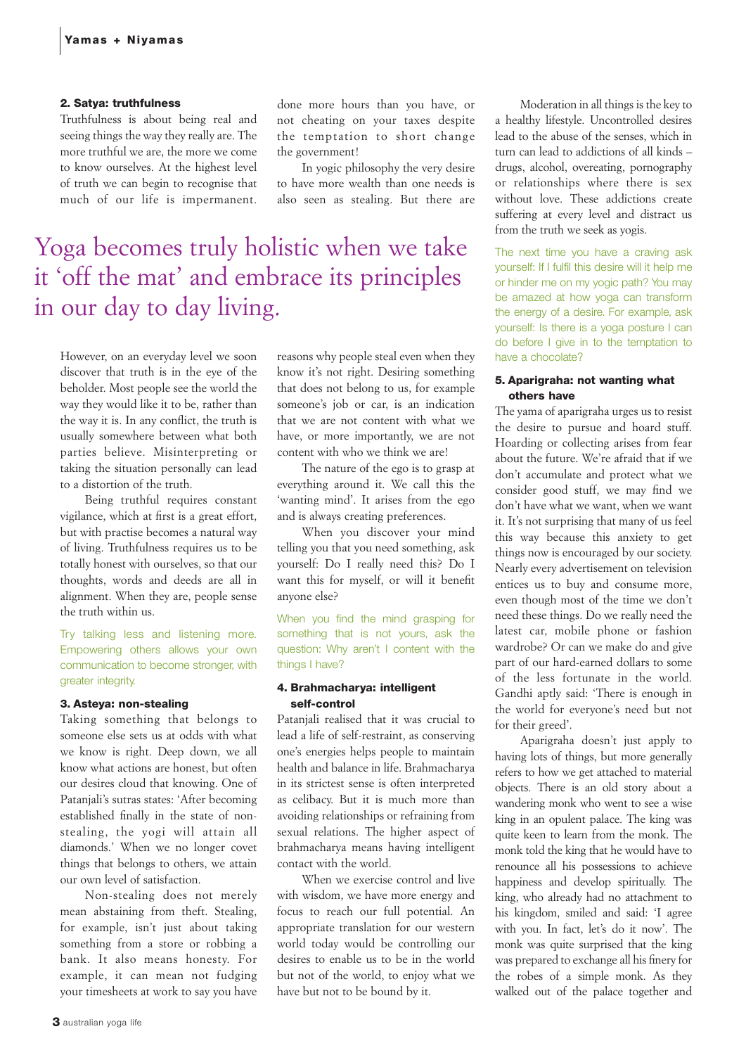## 2. Satya: truthfulness

Truthfulness is about being real and seeing things the way they really are. The more truthful we are, the more we come to know ourselves. At the highest level of truth we can begin to recognise that much of our life is impermanent.

Yoga becomes truly holistic when we take it 'off the mat' and embrace its principles in our day to day living.

However, on an everyday level we soon discover that truth is in the eye of the beholder. Most people see the world the way they would like it to be, rather than the way it is. In any conflict, the truth is usually somewhere between what both parties believe. Misinterpreting or taking the situation personally can lead to a distortion of the truth.

Being truthful requires constant vigilance, which at first is a great effort, but with practise becomes a natural way of living. Truthfulness requires us to be totally honest with ourselves, so that our thoughts, words and deeds are all in alignment. When they are, people sense the truth within us.

Try talking less and listening more. Empowering others allows your own communication to become stronger, with greater integrity.

## 3. Asteya: non-stealing

Taking something that belongs to someone else sets us at odds with what we know is right. Deep down, we all know what actions are honest, but often our desires cloud that knowing. One of Patanjali's sutras states: 'After becoming established finally in the state of non-stealing, the yogi will attain all diamonds.' When we no longer covet things that belongs to others, we attain our own level of satisfaction.

Non-stealing does not merely mean abstaining from theft. Stealing, for example, isn't just about taking something from a store or robbing a bank. It also means honesty. For example, it can mean not fudging your timesheets at work to say you have done more hours than you have, or not cheating on your taxes despite the temptation to short change the government!

In yogic philosophy the very desire to have more wealth than one needs is also seen as stealing. But there are reasons why people steal even when they know it's not right. Desiring something that does not belong to us, for example someone's job or car, is an indication that we are not content with what we have, or more importantly, we are not content with who we think we are!

The nature of the ego is to grasp at everything around it. We call this the 'wanting mind'. It arises from the ego and is always creating preferences.

When you discover your mind telling you that you need something, ask yourself: Do I really need this? Do I want this for myself, or will it benefit anyone else?

When you find the mind grasping for something that is not yours, ask the question: Why aren't I content with the things I have?

## 4. Brahmacharya: intelligent self-control

Patanjali realised that it was crucial to lead a life of self-restraint, as conserving one's energies helps people to maintain health and balance in life. Brahmacharya in its strictest sense is often interpreted as celibacy. But it is much more than avoiding relationships or refraining from sexual relations. The higher aspect of brahmacharya means having intelligent contact with the world.

When we exercise control and live with wisdom, we have more energy and focus to reach our full potential. An appropriate translation for our western world today would be controlling our desires to enable us to be in the world but not of the world, to enjoy what we have but not to be bound by it.

Moderation in all things is the key to a healthy lifestyle. Uncontrolled desires lead to the abuse of the senses, which in turn can lead to addictions of all kinds – drugs, alcohol, overeating, pornography or relationships where there is sex without love. These addictions create suffering at every level and distract us from the truth we seek as yogis.

The next time you have a craving ask yourself: If I fulfil this desire will it help me or hinder me on my yogic path? You may be amazed at how yoga can transform the energy of a desire. For example, ask yourself: Is there a yoga posture I can do before I give in to the temptation to have a chocolate?

## 5. Aparigraha: not wanting what others have

The yama of aparigraha urges us to resist the desire to pursue and hoard stuff. Hoarding or collecting arises from fear about the future. We're afraid that if we don't accumulate and protect what we consider good stuff, we may find we don't have what we want, when we want it. It's not surprising that many of us feel this way because this anxiety to get things now is encouraged by our society. Nearly every advertisement on television entices us to buy and consume more, even though most of the time we don't need these things. Do we really need the latest car, mobile phone or fashion wardrobe? Or can we make do and give part of our hard-earned dollars to some of the less fortunate in the world. Gandhi aptly said: 'There is enough in the world for everyone's need but not for their greed'.

Aparigraha doesn't just apply to having lots of things, but more generally refers to how we get attached to material objects. There is an old story about a wandering monk who went to see a wise king in an opulent palace. The king was quite keen to learn from the monk. The monk told the king that he would have to renounce all his possessions to achieve happiness and develop spiritually. The king, who already had no attachment to his kingdom, smiled and said: 'I agree with you. In fact, let's do it now'. The monk was quite surprised that the king was prepared to exchange all his finery for the robes of a simple monk. As they walked out of the palace together and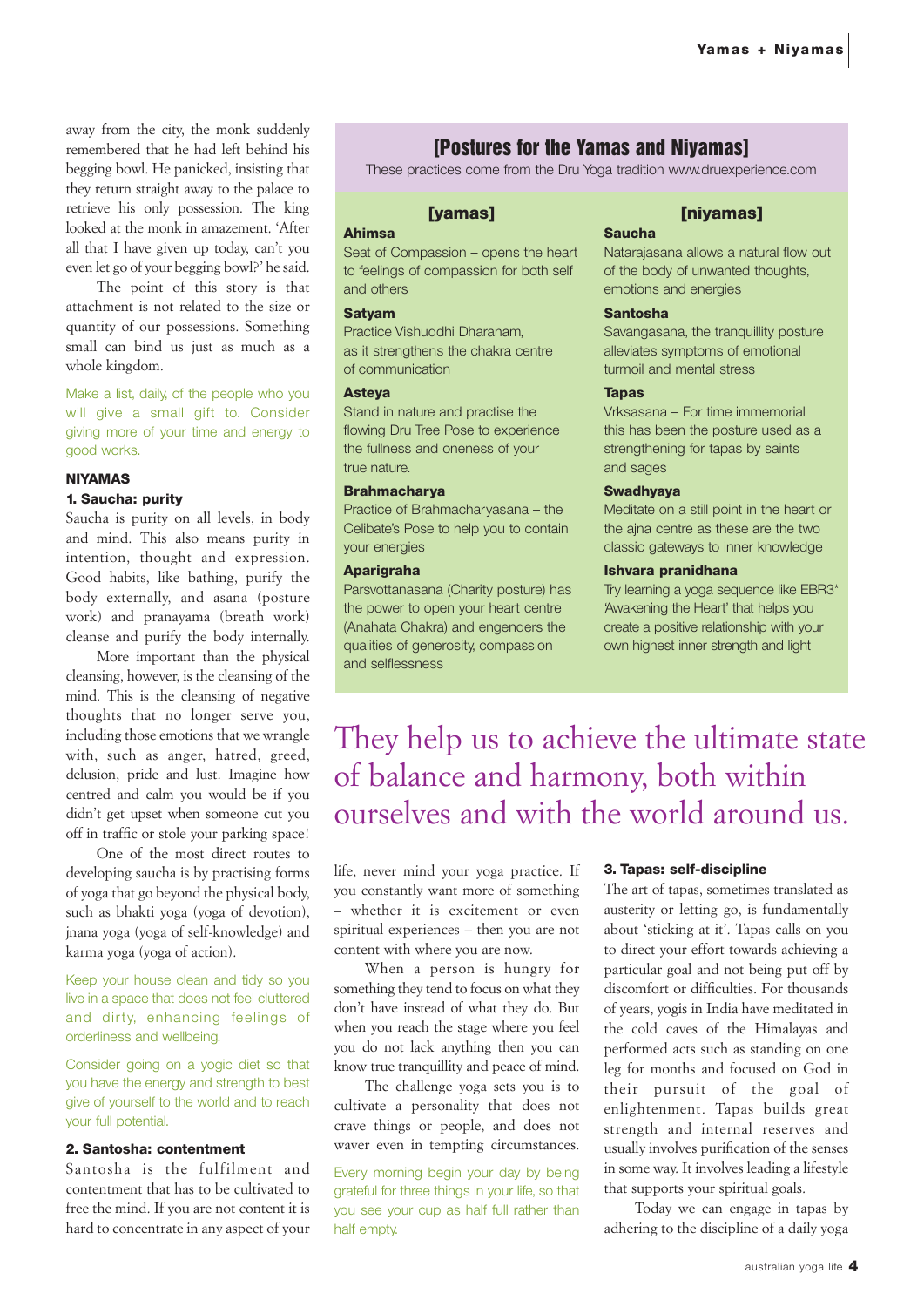away from the city, the monk suddenly remembered that he had left behind his begging bowl. He panicked, insisting that they return straight away to the palace to retrieve his only possession. The king looked at the monk in amazement. 'After all that I have given up today, can't you even let go of your begging bowl?' he said.

The point of this story is that attachment is not related to the size or quantity of our possessions. Something small can bind us just as much as a whole kingdom.

Make a list, daily, of the people who you will give a small gift to. Consider giving more of your time and energy to good works.

**NIYAMAS**

**1. Saucha: purity**

Saucha is purity on all levels, in body and mind. This also means purity in intention, thought and expression. Good habits, like bathing, purify the body externally, and asana (posture work) and pranayama (breath work) cleanse and purify the body internally.

More important than the physical cleansing, however, is the cleansing of the mind. This is the cleansing of negative thoughts that no longer serve you, including those emotions that we wrangle with, such as anger, hatred, greed, delusion, pride and lust. Imagine how centred and calm you would be if you didn't get upset when someone cut you off in traffic or stole your parking space!

One of the most direct routes to developing saucha is by practising forms of yoga that go beyond the physical body, such as bhakti yoga (yoga of devotion), jnana yoga (yoga of self-knowledge) and karma yoga (yoga of action).

Keep your house clean and tidy so you live in a space that does not feel cluttered and dirty, enhancing feelings of orderliness and wellbeing.

Consider going on a yogic diet so that you have the energy and strength to best give of yourself to the world and to reach your full potential.

**2. Santosha: contentment**

Santosha is the fulfilment and contentment that has to be cultivated to free the mind. If you are not content it is hard to concentrate in any aspect of your life, never mind your yoga practice. If you constantly want more of something – whether it is excitement or even spiritual experiences – then you are not content with where you are now.

When a person is hungry for something they tend to focus on what they don't have instead of what they do. But when you reach the stage where you feel you do not lack anything then you can know true tranquillity and peace of mind.

The challenge yoga sets you is to cultivate a personality that does not crave things or people, and does not waver even in tempting circumstances.

Every morning begin your day by being grateful for three things in your life, so that you see your cup as half full rather than half empty.

**3. Tapas: self-discipline**

The art of tapas, sometimes translated as austerity or letting go, is fundamentally about 'sticking at it'. Tapas calls on you to direct your effort towards achieving a particular goal and not being put off by discomfort or difficulties. For thousands of years, yogis in India have meditated in the cold caves of the Himalayas and performed acts such as standing on one leg for months and focused on God in their pursuit of the goal of enlightenment. Tapas builds great strength and internal reserves and usually involves purification of the senses in some way. It involves leading a lifestyle that supports your spiritual goals.

Today we can engage in tapas by adhering to the discipline of a daily yoga

## [Postures for the Yamas and Niyamas]

These practices come from the Dru Yoga tradition www.druexperience.com

### [yamas]

**Ahimsa**
Seat of Compassion – opens the heart to feelings of compassion for both self and others

**Satyam**
Practice Vishuddhi Dharanam, as it strengthens the chakra centre of communication

**Asteya**
Stand in nature and practise the flowing Dru Tree Pose to experience the fullness and oneness of your true nature.

**Brahmacharya**
Practice of Brahmacharyasana – the Celibate's Pose to help you to contain your energies

**Aparigraha**
Parsvottanasana (Charity posture) has the power to open your heart centre (Anahata Chakra) and engenders the qualities of generosity, compassion and selflessness

### [niyamas]

**Saucha**
Natarajasana allows a natural flow out of the body of unwanted thoughts, emotions and energies

**Santosha**
Savangasana, the tranquillity posture alleviates symptoms of emotional turmoil and mental stress

**Tapas**
Vrksasana – For time immemorial this has been the posture used as a strengthening for tapas by saints and sages

**Swadhyaya**
Meditate on a still point in the heart or the ajna centre as these are the two classic gateways to inner knowledge

**Ishvara pranidhana**
Try learning a yoga sequence like EBR3* 'Awakening the Heart' that helps you create a positive relationship with your own highest inner strength and light

> They help us to achieve the ultimate state of balance and harmony, both within ourselves and with the world around us.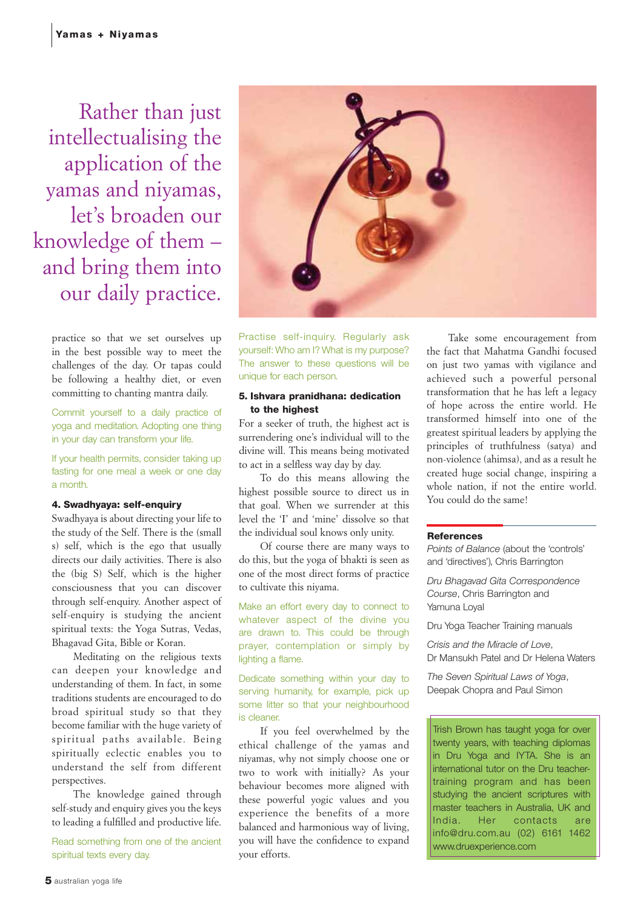Rather than just intellectualising the application of the yamas and niyamas, let's broaden our knowledge of them – and bring them into our daily practice.

practice so that we set ourselves up in the best possible way to meet the challenges of the day. Or tapas could be following a healthy diet, or even committing to chanting mantra daily.

Commit yourself to a daily practice of yoga and meditation. Adopting one thing in your day can transform your life.

If your health permits, consider taking up fasting for one meal a week or one day a month.

### 4. Swadhyaya: self-enquiry

Swadhyaya is about directing your life to the study of the Self. There is the (small s) self, which is the ego that usually directs our daily activities. There is also the (big S) Self, which is the higher consciousness that you can discover through self-enquiry. Another aspect of self-enquiry is studying the ancient spiritual texts: the Yoga Sutras, Vedas, Bhagavad Gita, Bible or Koran.

Meditating on the religious texts can deepen your knowledge and understanding of them. In fact, in some traditions students are encouraged to do broad spiritual study so that they become familiar with the huge variety of spiritual paths available. Being spiritually eclectic enables you to understand the self from different perspectives.

The knowledge gained through self-study and enquiry gives you the keys to leading a fulfilled and productive life.

Read something from one of the ancient spiritual texts every day.

Practise self-inquiry. Regularly ask yourself: Who am I? What is my purpose? The answer to these questions will be unique for each person.

### 5. Ishvara pranidhana: dedication to the highest

For a seeker of truth, the highest act is surrendering one's individual will to the divine will. This means being motivated to act in a selfless way day by day.

To do this means allowing the highest possible source to direct us in that goal. When we surrender at this level the 'I' and 'mine' dissolve so that the individual soul knows only unity.

Of course there are many ways to do this, but the yoga of bhakti is seen as one of the most direct forms of practice to cultivate this niyama.

Make an effort every day to connect to whatever aspect of the divine you are drawn to. This could be through prayer, contemplation or simply by lighting a flame.

Dedicate something within your day to serving humanity, for example, pick up some litter so that your neighbourhood is cleaner.

If you feel overwhelmed by the ethical challenge of the yamas and niyamas, why not simply choose one or two to work with initially? As your behaviour becomes more aligned with these powerful yogic values and you experience the benefits of a more balanced and harmonious way of living, you will have the confidence to expand your efforts.

Take some encouragement from the fact that Mahatma Gandhi focused on just two yamas with vigilance and achieved such a powerful personal transformation that he has left a legacy of hope across the entire world. He transformed himself into one of the greatest spiritual leaders by applying the principles of truthfulness (satya) and non-violence (ahimsa), and as a result he created huge social change, inspiring a whole nation, if not the entire world. You could do the same!

### References

*Points of Balance* (about the 'controls' and 'directives'), Chris Barrington

*Dru Bhagavad Gita Correspondence Course*, Chris Barrington and Yamuna Loyal

Dru Yoga Teacher Training manuals

*Crisis and the Miracle of Love*, Dr Mansukh Patel and Dr Helena Waters

*The Seven Spiritual Laws of Yoga*, Deepak Chopra and Paul Simon

Trish Brown has taught yoga for over twenty years, with teaching diplomas in Dru Yoga and IYTA. She is an international tutor on the Dru teacher-training program and has been studying the ancient scriptures with master teachers in Australia, UK and India. Her contacts are info@dru.com.au (02) 6161 1462 www.druexperience.com